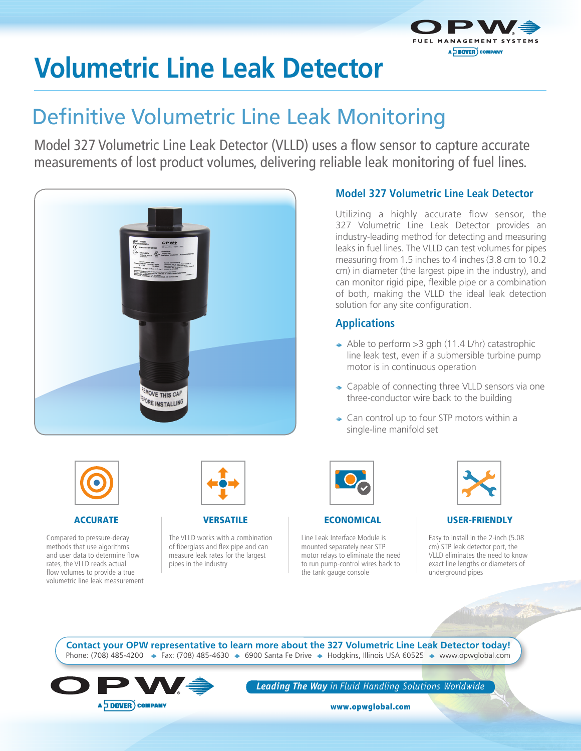# Volumetric Line Leak Detector

## Definitive Volumetric Line Leak Monitoring

Model 327 Volumetric Line Leak Detector (VLLD) uses a flow sensor to capture accurate measurements of lost product volumes, delivering reliable leak monitoring of fuel lines.

### Model 327 Volumetric Line Leak Detector

Utilizing a highly accurate flow sensor, the 327 Volumetric Line Leak Detector provides an industry-leading method for detecting and measuring leaks in fuel lines. The VLLD can test volumes for pipes measuring from 1.5 inches to 4 inches (3.8 cm to 10.2 cm) in diameter (the largest pipe in the industry), and can monitor rigid pipe, flexible pipe or a combination of both, making the VLLD the ideal leak detection solution for any site configuration.

### Applications

- Able to perform >3 gph (11.4 L/hr) catastrophic line leak test, even if a submersible turbine pump motor is in continuous operation
- Capable of connecting three VLLD sensors via one three-conductor wire back to the building
- Can control up to four STP motors within a single-line manifold set

### ACCURATE

Compared to pressure-decay methods that use algorithms and user data to determine flow rates, the VLLD reads actual flow volumes to provide a true volumetric line leak measurement

### VERSATILE

The VLLD works with a combination of fiberglass and flex pipe and can measure leak rates for the largest pipes in the industry

### ECONOMICAL

Line Leak Interface Module is mounted separately near STP motor relays to eliminate the need to run pump-control wires back to the tank gauge console

### USER-FRIENDLY

Easy to install in the 2-inch (5.08 cm) STP leak detector port, the VLLD eliminates the need to know exact line lengths or diameters of underground pipes

**Contact your OPW representative to learn more about the 327 Volumetric Line Leak Detector today!**

Phone: (708) 485-4200 ◆ Fax: (708) 485-4630 ◆ 6900 Santa Fe Drive ◆ Hodgkins, Illinois USA 60525 ◆ www.opwglobal.com

***Leading The Way** in Fluid Handling Solutions Worldwide*

**www.opwglobal.com**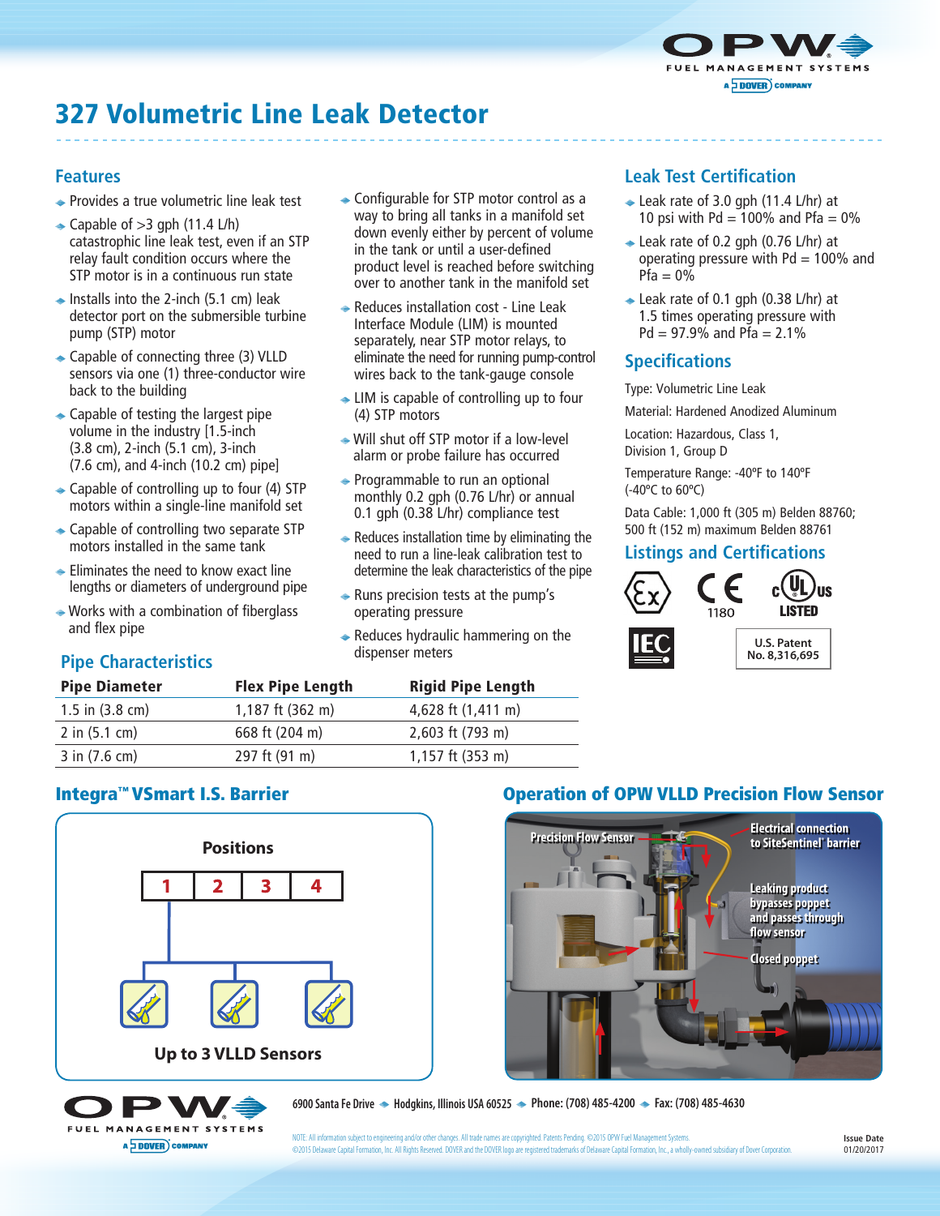# 327 Volumetric Line Leak Detector

## Features

- Provides a true volumetric line leak test
- Capable of >3 gph (11.4 L/h) catastrophic line leak test, even if an STP relay fault condition occurs where the STP motor is in a continuous run state
- Installs into the 2-inch (5.1 cm) leak detector port on the submersible turbine pump (STP) motor
- Capable of connecting three (3) VLLD sensors via one (1) three-conductor wire back to the building
- Capable of testing the largest pipe volume in the industry [1.5-inch (3.8 cm), 2-inch (5.1 cm), 3-inch (7.6 cm), and 4-inch (10.2 cm) pipe]
- Capable of controlling up to four (4) STP motors within a single-line manifold set
- Capable of controlling two separate STP motors installed in the same tank
- Eliminates the need to know exact line lengths or diameters of underground pipe
- Works with a combination of fiberglass and flex pipe
- Configurable for STP motor control as a way to bring all tanks in a manifold set down evenly either by percent of volume in the tank or until a user-defined product level is reached before switching over to another tank in the manifold set
- Reduces installation cost - Line Leak Interface Module (LIM) is mounted separately, near STP motor relays, to eliminate the need for running pump-control wires back to the tank-gauge console
- LIM is capable of controlling up to four (4) STP motors
- Will shut off STP motor if a low-level alarm or probe failure has occurred
- Programmable to run an optional monthly 0.2 gph (0.76 L/hr) or annual 0.1 gph (0.38 L/hr) compliance test
- Reduces installation time by eliminating the need to run a line-leak calibration test to determine the leak characteristics of the pipe
- Runs precision tests at the pump's operating pressure
- Reduces hydraulic hammering on the dispenser meters

## Pipe Characteristics

| Pipe Diameter | Flex Pipe Length | Rigid Pipe Length |
|---|---|---|
| 1.5 in (3.8 cm) | 1,187 ft (362 m) | 4,628 ft (1,411 m) |
| 2 in (5.1 cm) | 668 ft (204 m) | 2,603 ft (793 m) |
| 3 in (7.6 cm) | 297 ft (91 m) | 1,157 ft (353 m) |

## Leak Test Certification

- Leak rate of 3.0 gph (11.4 L/h) at 10 psi with Pd = 100% and Pfa = 0%
- Leak rate of 0.2 gph (0.76 L/h) at operating pressure with Pd = 100% and Pfa = 0%
- Leak rate of 0.1 gph (0.38 L/h) at 1.5 times operating pressure with Pd = 97.9% and Pfa = 2.1%

## Specifications

Type: Volumetric Line Leak

Material: Hardened Anodized Aluminum

Location: Hazardous, Class 1, Division 1, Group D

Temperature Range: -40°F to 140°F (-40°C to 60°C)

Data Cable: 1,000 ft (305 m) Belden 88760; 500 ft (152 m) maximum Belden 88761

## Listings and Certifications

CE 1180

c UL us LISTED

IEC

U.S. Patent No. 8,316,695

## Integra™ VSmart I.S. Barrier

Positions

1 2 3 4

Up to 3 VLLD Sensors

## Operation of OPW VLLD Precision Flow Sensor

Precision Flow Sensor

Electrical connection to SiteSentinel® barrier

Leaking product bypasses poppet and passes through flow sensor

Closed poppet

6900 Santa Fe Drive • Hodgkins, Illinois USA 60525 • Phone: (708) 485-4200 • Fax: (708) 485-4630

NOTE: All information subject to engineering and/or other changes. All trade names are copyrighted. Patents Pending. ©2015 OPW Fuel Management Systems.
©2015 Delaware Capital Formation, Inc. All Rights Reserved. DOVER and the DOVER logo are registered trademarks of Delaware Capital Formation, Inc., a wholly-owned subsidiary of Dover Corporation.

Issue Date 01/20/2017